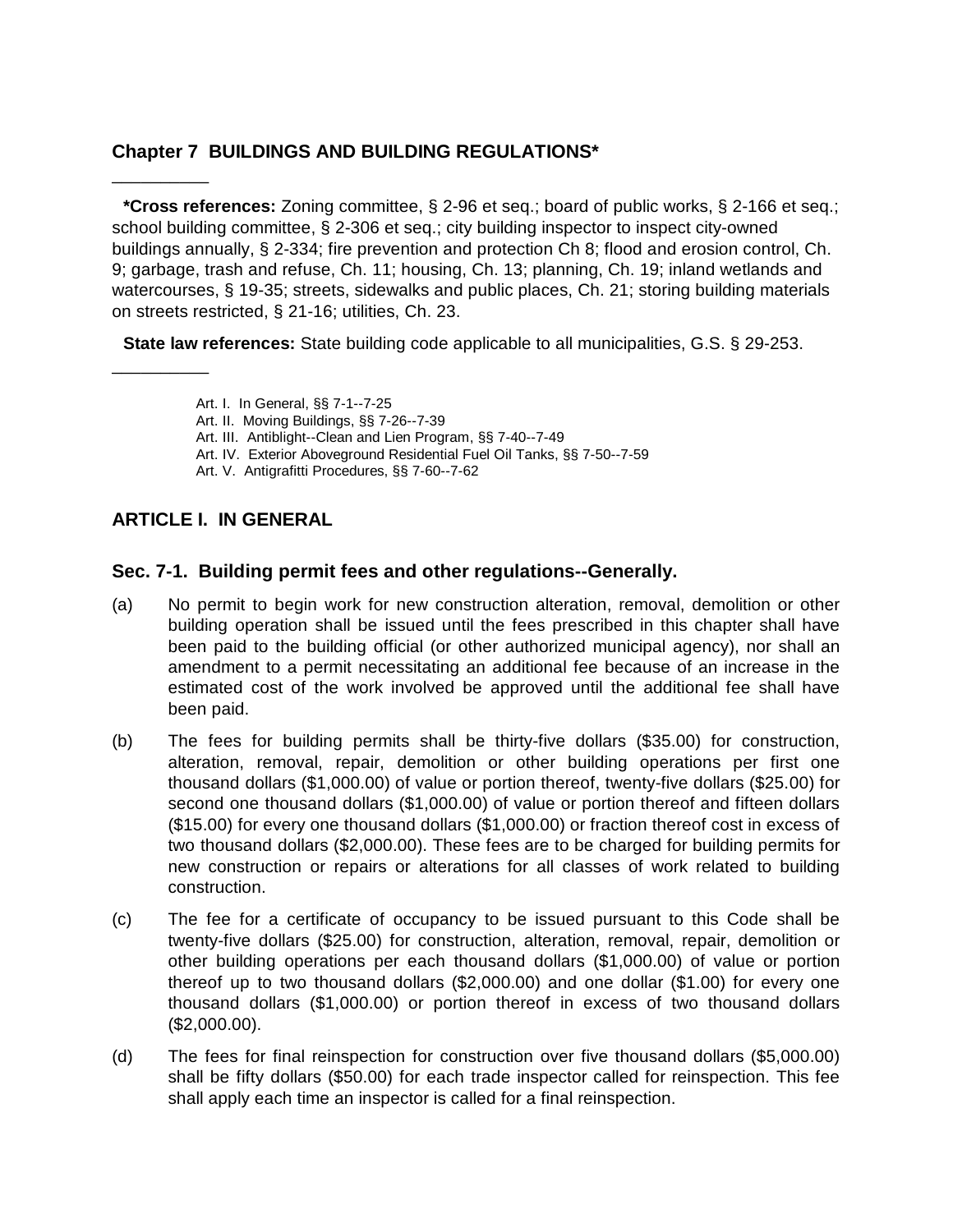## Chapter 7  BUILDINGS AND BUILDING REGULATIONS*

---

**\*Cross references:** Zoning committee, § 2-96 et seq.; board of public works, § 2-166 et seq.; school building committee, § 2-306 et seq.; city building inspector to inspect city-owned buildings annually, § 2-334; fire prevention and protection Ch 8; flood and erosion control, Ch. 9; garbage, trash and refuse, Ch. 11; housing, Ch. 13; planning, Ch. 19; inland wetlands and watercourses, § 19-35; streets, sidewalks and public places, Ch. 21; storing building materials on streets restricted, § 21-16; utilities, Ch. 23.

**State law references:** State building code applicable to all municipalities, G.S. § 29-253.

---

Art. I.  In General, §§ 7-1--7-25
Art. II.  Moving Buildings, §§ 7-26--7-39
Art. III.  Antiblight--Clean and Lien Program, §§ 7-40--7-49
Art. IV.  Exterior Aboveground Residential Fuel Oil Tanks, §§ 7-50--7-59
Art. V.  Antigrafitti Procedures, §§ 7-60--7-62

## ARTICLE I.  IN GENERAL

### Sec. 7-1.  Building permit fees and other regulations--Generally.

(a) No permit to begin work for new construction alteration, removal, demolition or other building operation shall be issued until the fees prescribed in this chapter shall have been paid to the building official (or other authorized municipal agency), nor shall an amendment to a permit necessitating an additional fee because of an increase in the estimated cost of the work involved be approved until the additional fee shall have been paid.

(b) The fees for building permits shall be thirty-five dollars ($35.00) for construction, alteration, removal, repair, demolition or other building operations per first one thousand dollars ($1,000.00) of value or portion thereof, twenty-five dollars ($25.00) for second one thousand dollars ($1,000.00) of value or portion thereof and fifteen dollars ($15.00) for every one thousand dollars ($1,000.00) or fraction thereof cost in excess of two thousand dollars ($2,000.00). These fees are to be charged for building permits for new construction or repairs or alterations for all classes of work related to building construction.

(c) The fee for a certificate of occupancy to be issued pursuant to this Code shall be twenty-five dollars ($25.00) for construction, alteration, removal, repair, demolition or other building operations per each thousand dollars ($1,000.00) of value or portion thereof up to two thousand dollars ($2,000.00) and one dollar ($1.00) for every one thousand dollars ($1,000.00) or portion thereof in excess of two thousand dollars ($2,000.00).

(d) The fees for final reinspection for construction over five thousand dollars ($5,000.00) shall be fifty dollars ($50.00) for each trade inspector called for reinspection. This fee shall apply each time an inspector is called for a final reinspection.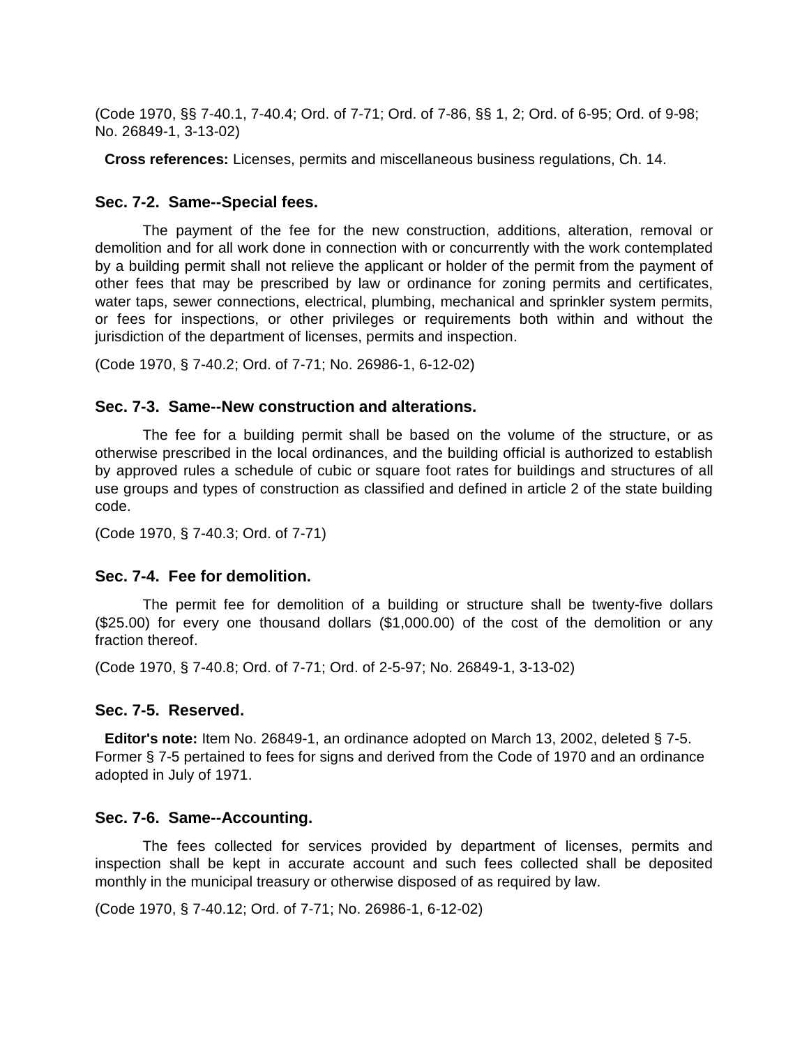(Code 1970, §§ 7-40.1, 7-40.4; Ord. of 7-71; Ord. of 7-86, §§ 1, 2; Ord. of 6-95; Ord. of 9-98; No. 26849-1, 3-13-02)

**Cross references:** Licenses, permits and miscellaneous business regulations, Ch. 14.

### Sec. 7-2. Same--Special fees.

The payment of the fee for the new construction, additions, alteration, removal or demolition and for all work done in connection with or concurrently with the work contemplated by a building permit shall not relieve the applicant or holder of the permit from the payment of other fees that may be prescribed by law or ordinance for zoning permits and certificates, water taps, sewer connections, electrical, plumbing, mechanical and sprinkler system permits, or fees for inspections, or other privileges or requirements both within and without the jurisdiction of the department of licenses, permits and inspection.

(Code 1970, § 7-40.2; Ord. of 7-71; No. 26986-1, 6-12-02)

### Sec. 7-3. Same--New construction and alterations.

The fee for a building permit shall be based on the volume of the structure, or as otherwise prescribed in the local ordinances, and the building official is authorized to establish by approved rules a schedule of cubic or square foot rates for buildings and structures of all use groups and types of construction as classified and defined in article 2 of the state building code.

(Code 1970, § 7-40.3; Ord. of 7-71)

### Sec. 7-4. Fee for demolition.

The permit fee for demolition of a building or structure shall be twenty-five dollars ($25.00) for every one thousand dollars ($1,000.00) of the cost of the demolition or any fraction thereof.

(Code 1970, § 7-40.8; Ord. of 7-71; Ord. of 2-5-97; No. 26849-1, 3-13-02)

### Sec. 7-5. Reserved.

**Editor's note:** Item No. 26849-1, an ordinance adopted on March 13, 2002, deleted § 7-5. Former § 7-5 pertained to fees for signs and derived from the Code of 1970 and an ordinance adopted in July of 1971.

### Sec. 7-6. Same--Accounting.

The fees collected for services provided by department of licenses, permits and inspection shall be kept in accurate account and such fees collected shall be deposited monthly in the municipal treasury or otherwise disposed of as required by law.

(Code 1970, § 7-40.12; Ord. of 7-71; No. 26986-1, 6-12-02)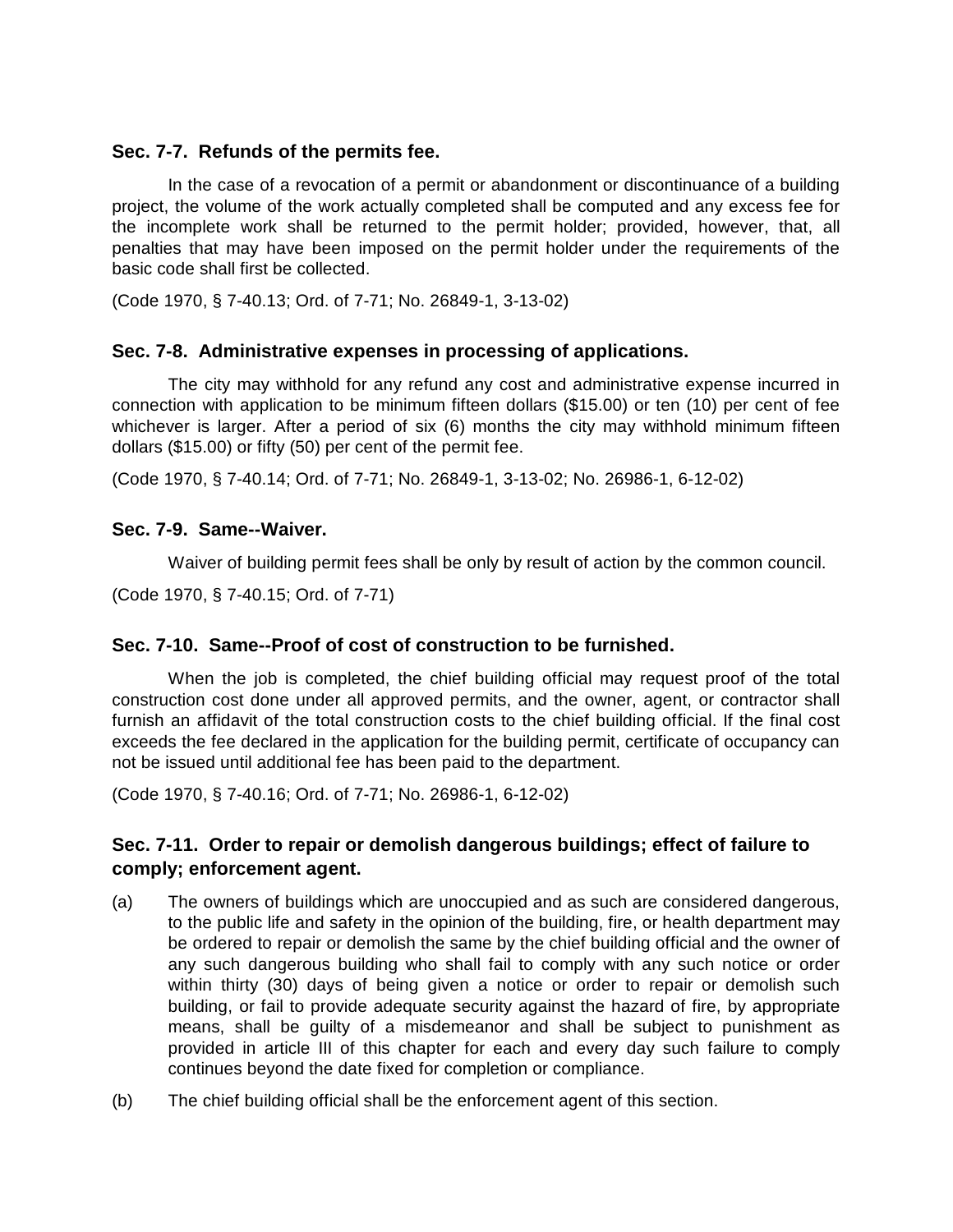### Sec. 7-7. Refunds of the permits fee.

In the case of a revocation of a permit or abandonment or discontinuance of a building project, the volume of the work actually completed shall be computed and any excess fee for the incomplete work shall be returned to the permit holder; provided, however, that, all penalties that may have been imposed on the permit holder under the requirements of the basic code shall first be collected.

(Code 1970, § 7-40.13; Ord. of 7-71; No. 26849-1, 3-13-02)

### Sec. 7-8. Administrative expenses in processing of applications.

The city may withhold for any refund any cost and administrative expense incurred in connection with application to be minimum fifteen dollars ($15.00) or ten (10) per cent of fee whichever is larger. After a period of six (6) months the city may withhold minimum fifteen dollars ($15.00) or fifty (50) per cent of the permit fee.

(Code 1970, § 7-40.14; Ord. of 7-71; No. 26849-1, 3-13-02; No. 26986-1, 6-12-02)

### Sec. 7-9. Same--Waiver.

Waiver of building permit fees shall be only by result of action by the common council.

(Code 1970, § 7-40.15; Ord. of 7-71)

### Sec. 7-10. Same--Proof of cost of construction to be furnished.

When the job is completed, the chief building official may request proof of the total construction cost done under all approved permits, and the owner, agent, or contractor shall furnish an affidavit of the total construction costs to the chief building official. If the final cost exceeds the fee declared in the application for the building permit, certificate of occupancy can not be issued until additional fee has been paid to the department.

(Code 1970, § 7-40.16; Ord. of 7-71; No. 26986-1, 6-12-02)

### Sec. 7-11. Order to repair or demolish dangerous buildings; effect of failure to comply; enforcement agent.

(a) The owners of buildings which are unoccupied and as such are considered dangerous, to the public life and safety in the opinion of the building, fire, or health department may be ordered to repair or demolish the same by the chief building official and the owner of any such dangerous building who shall fail to comply with any such notice or order within thirty (30) days of being given a notice or order to repair or demolish such building, or fail to provide adequate security against the hazard of fire, by appropriate means, shall be guilty of a misdemeanor and shall be subject to punishment as provided in article III of this chapter for each and every day such failure to comply continues beyond the date fixed for completion or compliance.

(b) The chief building official shall be the enforcement agent of this section.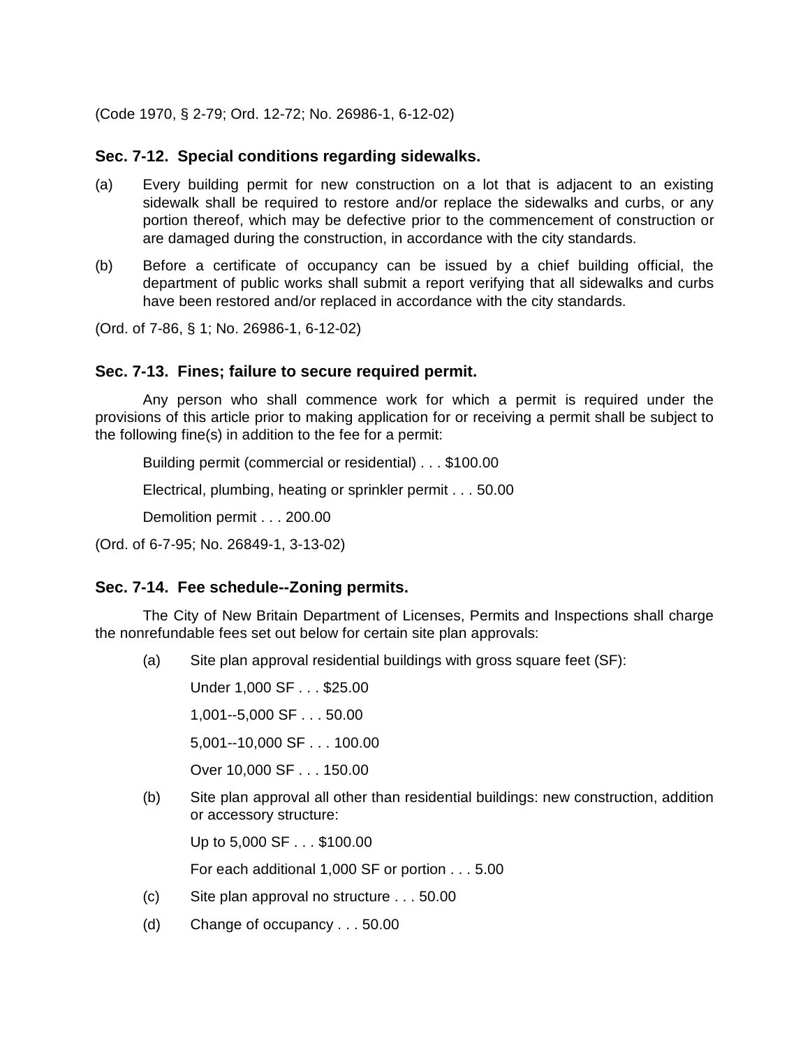(Code 1970, § 2-79; Ord. 12-72; No. 26986-1, 6-12-02)

### Sec. 7-12. Special conditions regarding sidewalks.

(a) Every building permit for new construction on a lot that is adjacent to an existing sidewalk shall be required to restore and/or replace the sidewalks and curbs, or any portion thereof, which may be defective prior to the commencement of construction or are damaged during the construction, in accordance with the city standards.

(b) Before a certificate of occupancy can be issued by a chief building official, the department of public works shall submit a report verifying that all sidewalks and curbs have been restored and/or replaced in accordance with the city standards.

(Ord. of 7-86, § 1; No. 26986-1, 6-12-02)

### Sec. 7-13. Fines; failure to secure required permit.

Any person who shall commence work for which a permit is required under the provisions of this article prior to making application for or receiving a permit shall be subject to the following fine(s) in addition to the fee for a permit:

Building permit (commercial or residential) . . . $100.00

Electrical, plumbing, heating or sprinkler permit . . . 50.00

Demolition permit . . . 200.00

(Ord. of 6-7-95; No. 26849-1, 3-13-02)

### Sec. 7-14. Fee schedule--Zoning permits.

The City of New Britain Department of Licenses, Permits and Inspections shall charge the nonrefundable fees set out below for certain site plan approvals:

(a) Site plan approval residential buildings with gross square feet (SF):

Under 1,000 SF . . . $25.00

1,001--5,000 SF . . . 50.00

5,001--10,000 SF . . . 100.00

Over 10,000 SF . . . 150.00

(b) Site plan approval all other than residential buildings: new construction, addition or accessory structure:

Up to 5,000 SF . . . $100.00

For each additional 1,000 SF or portion . . . 5.00

(c) Site plan approval no structure . . . 50.00

(d) Change of occupancy . . . 50.00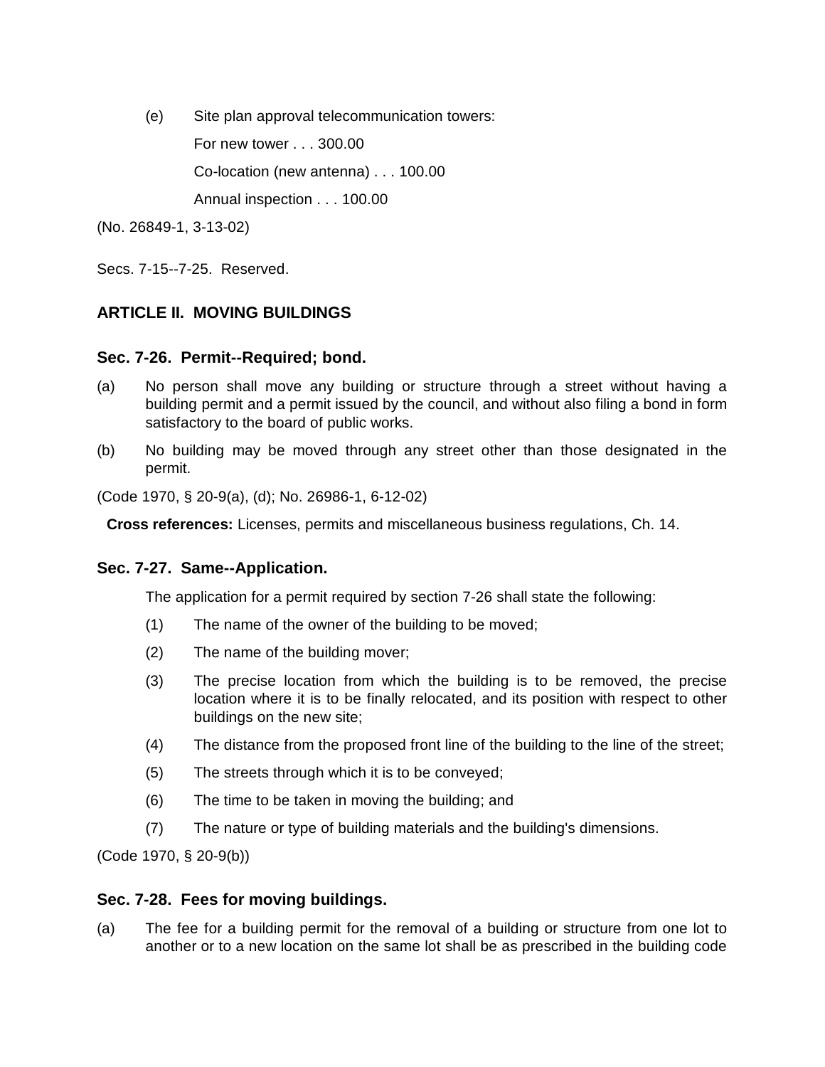(e) Site plan approval telecommunication towers:

For new tower . . . 300.00

Co-location (new antenna) . . . 100.00

Annual inspection . . . 100.00

(No. 26849-1, 3-13-02)

Secs. 7-15--7-25. Reserved.

## ARTICLE II. MOVING BUILDINGS

### Sec. 7-26. Permit--Required; bond.

(a) No person shall move any building or structure through a street without having a building permit and a permit issued by the council, and without also filing a bond in form satisfactory to the board of public works.

(b) No building may be moved through any street other than those designated in the permit.

(Code 1970, § 20-9(a), (d); No. 26986-1, 6-12-02)

**Cross references:** Licenses, permits and miscellaneous business regulations, Ch. 14.

### Sec. 7-27. Same--Application.

The application for a permit required by section 7-26 shall state the following:

(1) The name of the owner of the building to be moved;

(2) The name of the building mover;

(3) The precise location from which the building is to be removed, the precise location where it is to be finally relocated, and its position with respect to other buildings on the new site;

(4) The distance from the proposed front line of the building to the line of the street;

(5) The streets through which it is to be conveyed;

(6) The time to be taken in moving the building; and

(7) The nature or type of building materials and the building's dimensions.

(Code 1970, § 20-9(b))

### Sec. 7-28. Fees for moving buildings.

(a) The fee for a building permit for the removal of a building or structure from one lot to another or to a new location on the same lot shall be as prescribed in the building code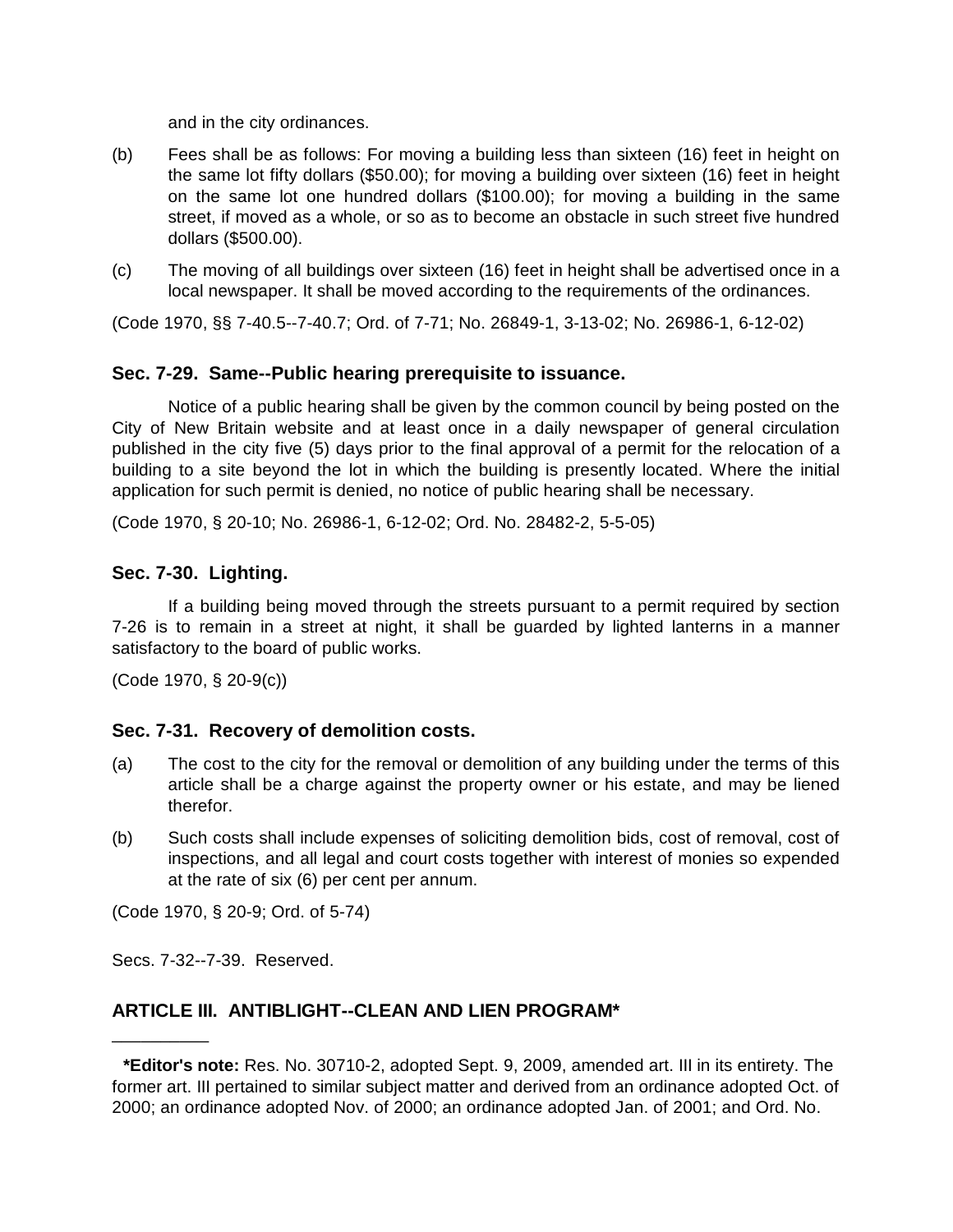and in the city ordinances.

(b) Fees shall be as follows: For moving a building less than sixteen (16) feet in height on the same lot fifty dollars ($50.00); for moving a building over sixteen (16) feet in height on the same lot one hundred dollars ($100.00); for moving a building in the same street, if moved as a whole, or so as to become an obstacle in such street five hundred dollars ($500.00).

(c) The moving of all buildings over sixteen (16) feet in height shall be advertised once in a local newspaper. It shall be moved according to the requirements of the ordinances.

(Code 1970, §§ 7-40.5--7-40.7; Ord. of 7-71; No. 26849-1, 3-13-02; No. 26986-1, 6-12-02)

### Sec. 7-29. Same--Public hearing prerequisite to issuance.

Notice of a public hearing shall be given by the common council by being posted on the City of New Britain website and at least once in a daily newspaper of general circulation published in the city five (5) days prior to the final approval of a permit for the relocation of a building to a site beyond the lot in which the building is presently located. Where the initial application for such permit is denied, no notice of public hearing shall be necessary.

(Code 1970, § 20-10; No. 26986-1, 6-12-02; Ord. No. 28482-2, 5-5-05)

### Sec. 7-30. Lighting.

If a building being moved through the streets pursuant to a permit required by section 7-26 is to remain in a street at night, it shall be guarded by lighted lanterns in a manner satisfactory to the board of public works.

(Code 1970, § 20-9(c))

### Sec. 7-31. Recovery of demolition costs.

(a) The cost to the city for the removal or demolition of any building under the terms of this article shall be a charge against the property owner or his estate, and may be liened therefor.

(b) Such costs shall include expenses of soliciting demolition bids, cost of removal, cost of inspections, and all legal and court costs together with interest of monies so expended at the rate of six (6) per cent per annum.

(Code 1970, § 20-9; Ord. of 5-74)

Secs. 7-32--7-39. Reserved.

## ARTICLE III. ANTIBLIGHT--CLEAN AND LIEN PROGRAM*

---

**\*Editor's note:** Res. No. 30710-2, adopted Sept. 9, 2009, amended art. III in its entirety. The former art. III pertained to similar subject matter and derived from an ordinance adopted Oct. of 2000; an ordinance adopted Nov. of 2000; an ordinance adopted Jan. of 2001; and Ord. No.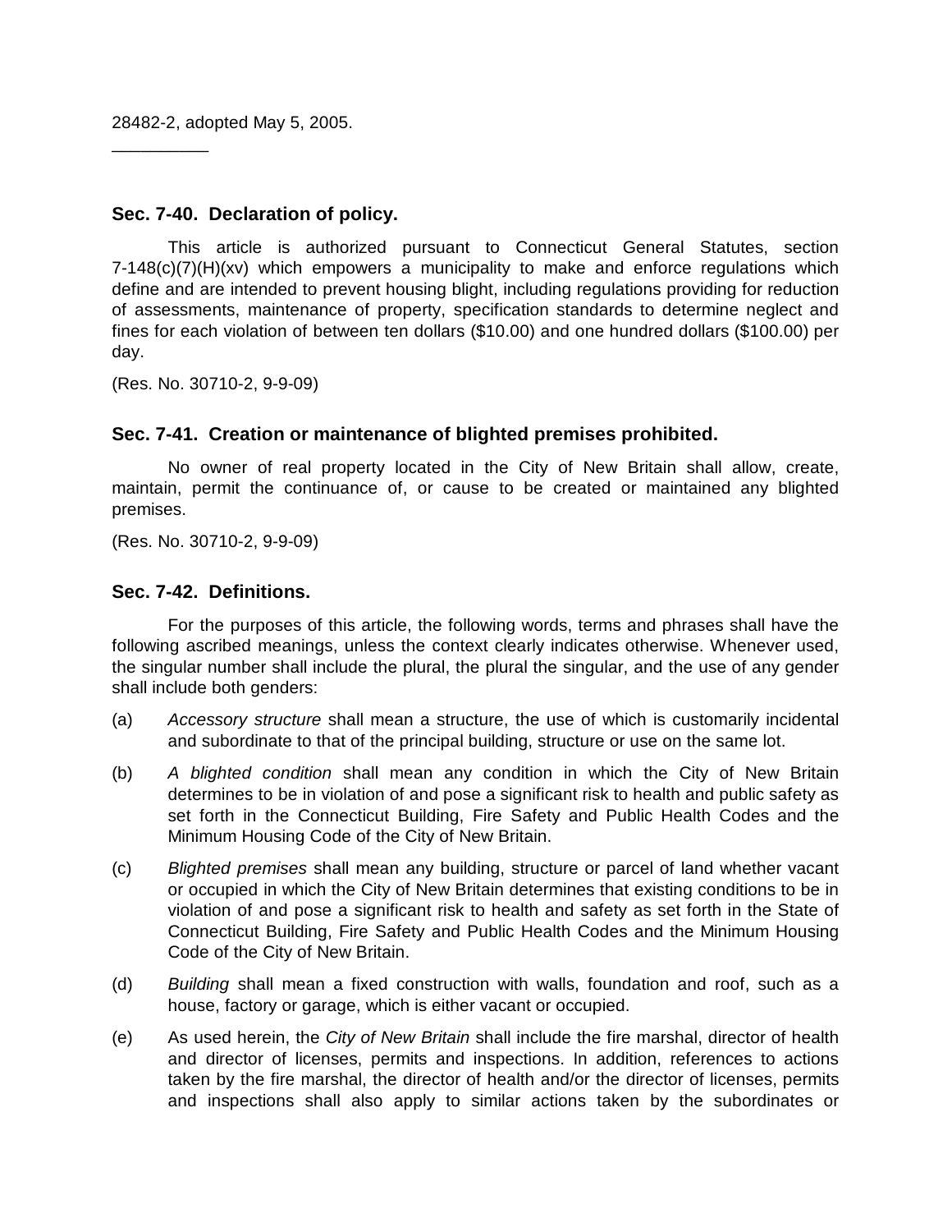28482-2, adopted May 5, 2005.

__________

### Sec. 7-40. Declaration of policy.

This article is authorized pursuant to Connecticut General Statutes, section 7-148(c)(7)(H)(xv) which empowers a municipality to make and enforce regulations which define and are intended to prevent housing blight, including regulations providing for reduction of assessments, maintenance of property, specification standards to determine neglect and fines for each violation of between ten dollars ($10.00) and one hundred dollars ($100.00) per day.

(Res. No. 30710-2, 9-9-09)

### Sec. 7-41. Creation or maintenance of blighted premises prohibited.

No owner of real property located in the City of New Britain shall allow, create, maintain, permit the continuance of, or cause to be created or maintained any blighted premises.

(Res. No. 30710-2, 9-9-09)

### Sec. 7-42. Definitions.

For the purposes of this article, the following words, terms and phrases shall have the following ascribed meanings, unless the context clearly indicates otherwise. Whenever used, the singular number shall include the plural, the plural the singular, and the use of any gender shall include both genders:

(a) *Accessory structure* shall mean a structure, the use of which is customarily incidental and subordinate to that of the principal building, structure or use on the same lot.

(b) *A blighted condition* shall mean any condition in which the City of New Britain determines to be in violation of and pose a significant risk to health and public safety as set forth in the Connecticut Building, Fire Safety and Public Health Codes and the Minimum Housing Code of the City of New Britain.

(c) *Blighted premises* shall mean any building, structure or parcel of land whether vacant or occupied in which the City of New Britain determines that existing conditions to be in violation of and pose a significant risk to health and safety as set forth in the State of Connecticut Building, Fire Safety and Public Health Codes and the Minimum Housing Code of the City of New Britain.

(d) *Building* shall mean a fixed construction with walls, foundation and roof, such as a house, factory or garage, which is either vacant or occupied.

(e) As used herein, the *City of New Britain* shall include the fire marshal, director of health and director of licenses, permits and inspections. In addition, references to actions taken by the fire marshal, the director of health and/or the director of licenses, permits and inspections shall also apply to similar actions taken by the subordinates or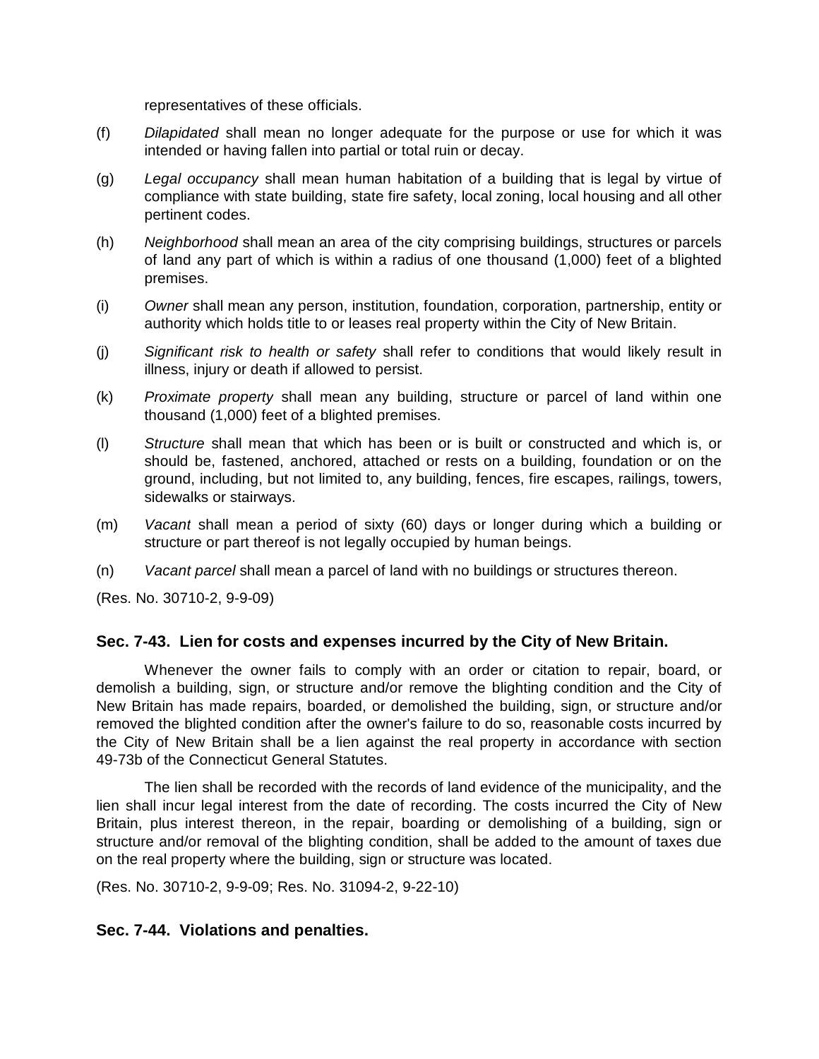representatives of these officials.

(f) *Dilapidated* shall mean no longer adequate for the purpose or use for which it was intended or having fallen into partial or total ruin or decay.

(g) *Legal occupancy* shall mean human habitation of a building that is legal by virtue of compliance with state building, state fire safety, local zoning, local housing and all other pertinent codes.

(h) *Neighborhood* shall mean an area of the city comprising buildings, structures or parcels of land any part of which is within a radius of one thousand (1,000) feet of a blighted premises.

(i) *Owner* shall mean any person, institution, foundation, corporation, partnership, entity or authority which holds title to or leases real property within the City of New Britain.

(j) *Significant risk to health or safety* shall refer to conditions that would likely result in illness, injury or death if allowed to persist.

(k) *Proximate property* shall mean any building, structure or parcel of land within one thousand (1,000) feet of a blighted premises.

(l) *Structure* shall mean that which has been or is built or constructed and which is, or should be, fastened, anchored, attached or rests on a building, foundation or on the ground, including, but not limited to, any building, fences, fire escapes, railings, towers, sidewalks or stairways.

(m) *Vacant* shall mean a period of sixty (60) days or longer during which a building or structure or part thereof is not legally occupied by human beings.

(n) *Vacant parcel* shall mean a parcel of land with no buildings or structures thereon.

(Res. No. 30710-2, 9-9-09)

### Sec. 7-43. Lien for costs and expenses incurred by the City of New Britain.

Whenever the owner fails to comply with an order or citation to repair, board, or demolish a building, sign, or structure and/or remove the blighting condition and the City of New Britain has made repairs, boarded, or demolished the building, sign, or structure and/or removed the blighted condition after the owner's failure to do so, reasonable costs incurred by the City of New Britain shall be a lien against the real property in accordance with section 49-73b of the Connecticut General Statutes.

The lien shall be recorded with the records of land evidence of the municipality, and the lien shall incur legal interest from the date of recording. The costs incurred the City of New Britain, plus interest thereon, in the repair, boarding or demolishing of a building, sign or structure and/or removal of the blighting condition, shall be added to the amount of taxes due on the real property where the building, sign or structure was located.

(Res. No. 30710-2, 9-9-09; Res. No. 31094-2, 9-22-10)

### Sec. 7-44. Violations and penalties.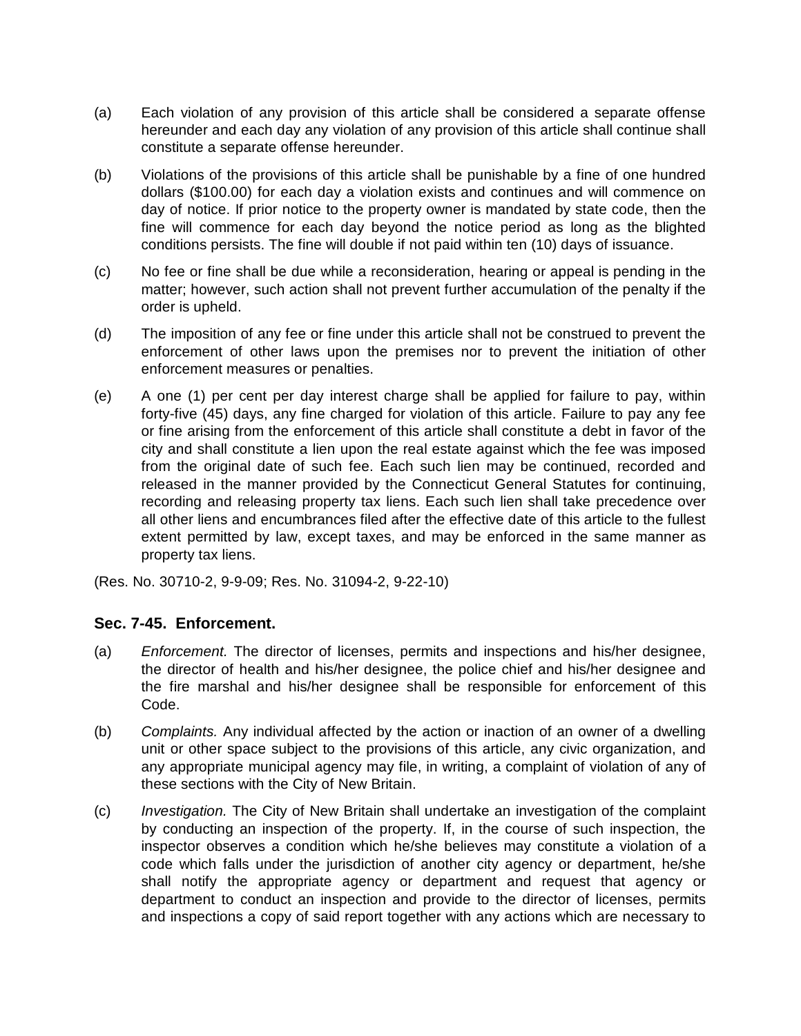(a) Each violation of any provision of this article shall be considered a separate offense hereunder and each day any violation of any provision of this article shall continue shall constitute a separate offense hereunder.

(b) Violations of the provisions of this article shall be punishable by a fine of one hundred dollars ($100.00) for each day a violation exists and continues and will commence on day of notice. If prior notice to the property owner is mandated by state code, then the fine will commence for each day beyond the notice period as long as the blighted conditions persists. The fine will double if not paid within ten (10) days of issuance.

(c) No fee or fine shall be due while a reconsideration, hearing or appeal is pending in the matter; however, such action shall not prevent further accumulation of the penalty if the order is upheld.

(d) The imposition of any fee or fine under this article shall not be construed to prevent the enforcement of other laws upon the premises nor to prevent the initiation of other enforcement measures or penalties.

(e) A one (1) per cent per day interest charge shall be applied for failure to pay, within forty-five (45) days, any fine charged for violation of this article. Failure to pay any fee or fine arising from the enforcement of this article shall constitute a debt in favor of the city and shall constitute a lien upon the real estate against which the fee was imposed from the original date of such fee. Each such lien may be continued, recorded and released in the manner provided by the Connecticut General Statutes for continuing, recording and releasing property tax liens. Each such lien shall take precedence over all other liens and encumbrances filed after the effective date of this article to the fullest extent permitted by law, except taxes, and may be enforced in the same manner as property tax liens.

(Res. No. 30710-2, 9-9-09; Res. No. 31094-2, 9-22-10)

### Sec. 7-45. Enforcement.

(a) *Enforcement.* The director of licenses, permits and inspections and his/her designee, the director of health and his/her designee, the police chief and his/her designee and the fire marshal and his/her designee shall be responsible for enforcement of this Code.

(b) *Complaints.* Any individual affected by the action or inaction of an owner of a dwelling unit or other space subject to the provisions of this article, any civic organization, and any appropriate municipal agency may file, in writing, a complaint of violation of any of these sections with the City of New Britain.

(c) *Investigation.* The City of New Britain shall undertake an investigation of the complaint by conducting an inspection of the property. If, in the course of such inspection, the inspector observes a condition which he/she believes may constitute a violation of a code which falls under the jurisdiction of another city agency or department, he/she shall notify the appropriate agency or department and request that agency or department to conduct an inspection and provide to the director of licenses, permits and inspections a copy of said report together with any actions which are necessary to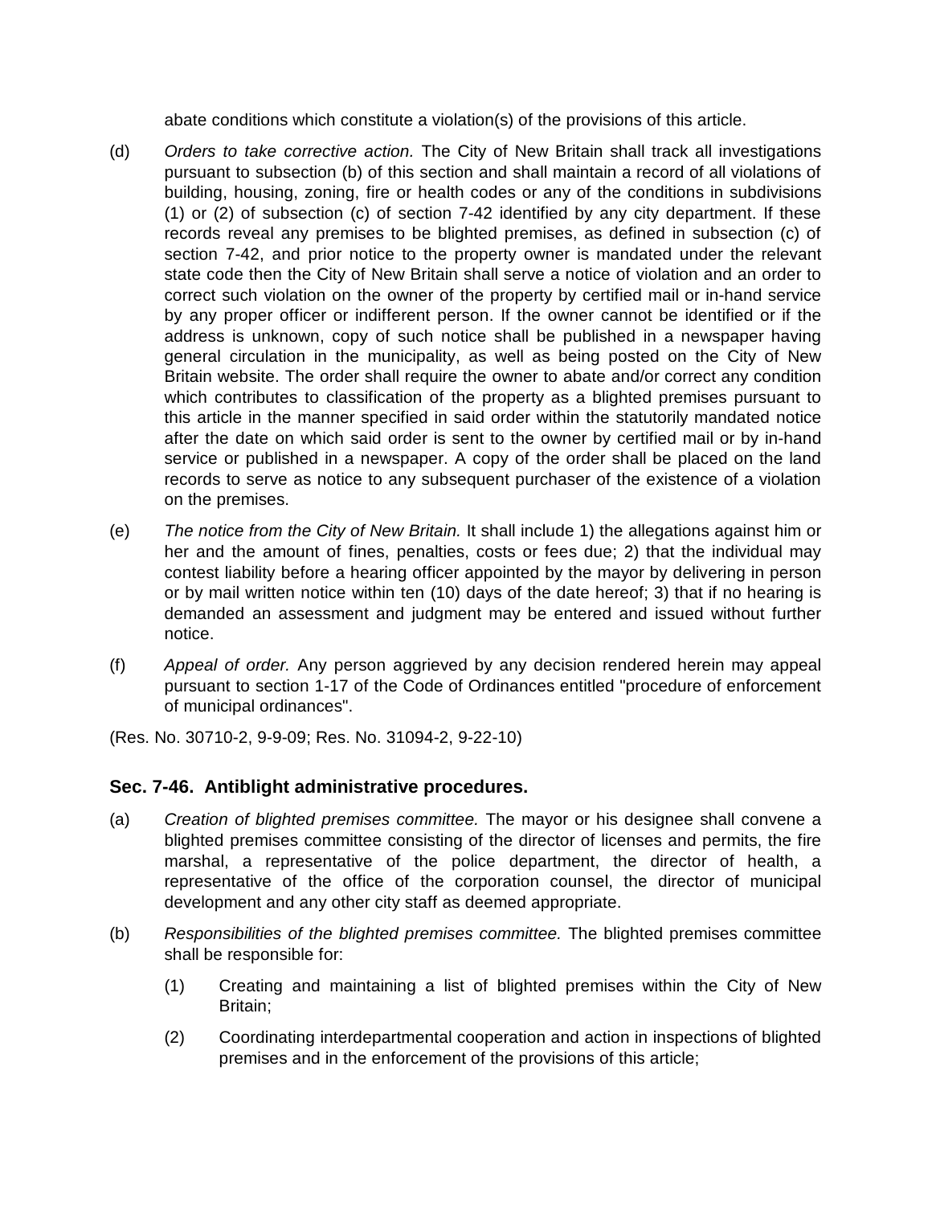abate conditions which constitute a violation(s) of the provisions of this article.

(d) *Orders to take corrective action.* The City of New Britain shall track all investigations pursuant to subsection (b) of this section and shall maintain a record of all violations of building, housing, zoning, fire or health codes or any of the conditions in subdivisions (1) or (2) of subsection (c) of section 7-42 identified by any city department. If these records reveal any premises to be blighted premises, as defined in subsection (c) of section 7-42, and prior notice to the property owner is mandated under the relevant state code then the City of New Britain shall serve a notice of violation and an order to correct such violation on the owner of the property by certified mail or in-hand service by any proper officer or indifferent person. If the owner cannot be identified or if the address is unknown, copy of such notice shall be published in a newspaper having general circulation in the municipality, as well as being posted on the City of New Britain website. The order shall require the owner to abate and/or correct any condition which contributes to classification of the property as a blighted premises pursuant to this article in the manner specified in said order within the statutorily mandated notice after the date on which said order is sent to the owner by certified mail or by in-hand service or published in a newspaper. A copy of the order shall be placed on the land records to serve as notice to any subsequent purchaser of the existence of a violation on the premises.

(e) *The notice from the City of New Britain.* It shall include 1) the allegations against him or her and the amount of fines, penalties, costs or fees due; 2) that the individual may contest liability before a hearing officer appointed by the mayor by delivering in person or by mail written notice within ten (10) days of the date hereof; 3) that if no hearing is demanded an assessment and judgment may be entered and issued without further notice.

(f) *Appeal of order.* Any person aggrieved by any decision rendered herein may appeal pursuant to section 1-17 of the Code of Ordinances entitled "procedure of enforcement of municipal ordinances".

(Res. No. 30710-2, 9-9-09; Res. No. 31094-2, 9-22-10)

### Sec. 7-46. Antiblight administrative procedures.

(a) *Creation of blighted premises committee.* The mayor or his designee shall convene a blighted premises committee consisting of the director of licenses and permits, the fire marshal, a representative of the police department, the director of health, a representative of the office of the corporation counsel, the director of municipal development and any other city staff as deemed appropriate.

(b) *Responsibilities of the blighted premises committee.* The blighted premises committee shall be responsible for:

   (1) Creating and maintaining a list of blighted premises within the City of New Britain;

   (2) Coordinating interdepartmental cooperation and action in inspections of blighted premises and in the enforcement of the provisions of this article;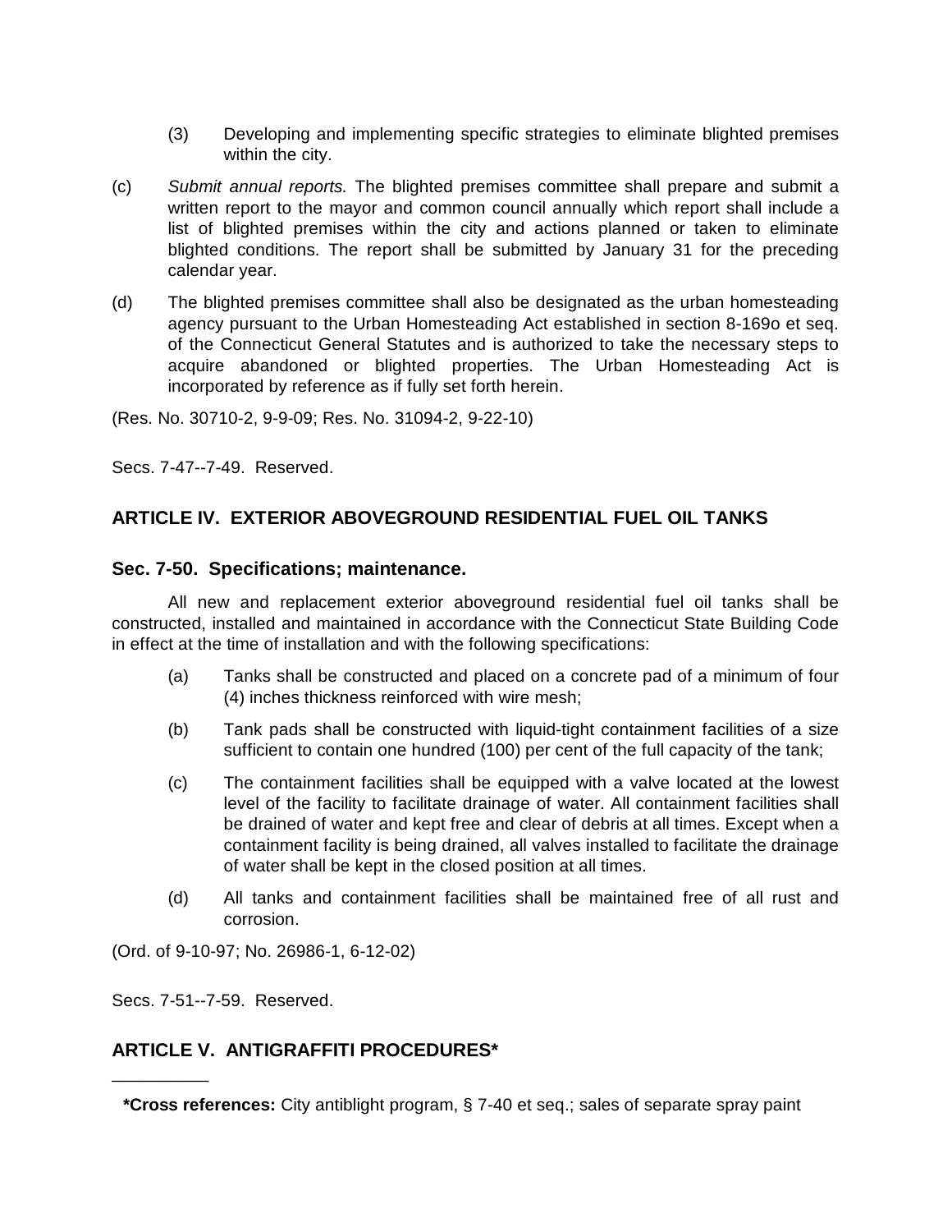(3) Developing and implementing specific strategies to eliminate blighted premises within the city.

(c) *Submit annual reports.* The blighted premises committee shall prepare and submit a written report to the mayor and common council annually which report shall include a list of blighted premises within the city and actions planned or taken to eliminate blighted conditions. The report shall be submitted by January 31 for the preceding calendar year.

(d) The blighted premises committee shall also be designated as the urban homesteading agency pursuant to the Urban Homesteading Act established in section 8-169o et seq. of the Connecticut General Statutes and is authorized to take the necessary steps to acquire abandoned or blighted properties. The Urban Homesteading Act is incorporated by reference as if fully set forth herein.

(Res. No. 30710-2, 9-9-09; Res. No. 31094-2, 9-22-10)

Secs. 7-47--7-49. Reserved.

## ARTICLE IV. EXTERIOR ABOVEGROUND RESIDENTIAL FUEL OIL TANKS

### Sec. 7-50. Specifications; maintenance.

All new and replacement exterior aboveground residential fuel oil tanks shall be constructed, installed and maintained in accordance with the Connecticut State Building Code in effect at the time of installation and with the following specifications:

(a) Tanks shall be constructed and placed on a concrete pad of a minimum of four (4) inches thickness reinforced with wire mesh;

(b) Tank pads shall be constructed with liquid-tight containment facilities of a size sufficient to contain one hundred (100) per cent of the full capacity of the tank;

(c) The containment facilities shall be equipped with a valve located at the lowest level of the facility to facilitate drainage of water. All containment facilities shall be drained of water and kept free and clear of debris at all times. Except when a containment facility is being drained, all valves installed to facilitate the drainage of water shall be kept in the closed position at all times.

(d) All tanks and containment facilities shall be maintained free of all rust and corrosion.

(Ord. of 9-10-97; No. 26986-1, 6-12-02)

Secs. 7-51--7-59. Reserved.

## ARTICLE V. ANTIGRAFFITI PROCEDURES*

---

**\*Cross references:** City antiblight program, § 7-40 et seq.; sales of separate spray paint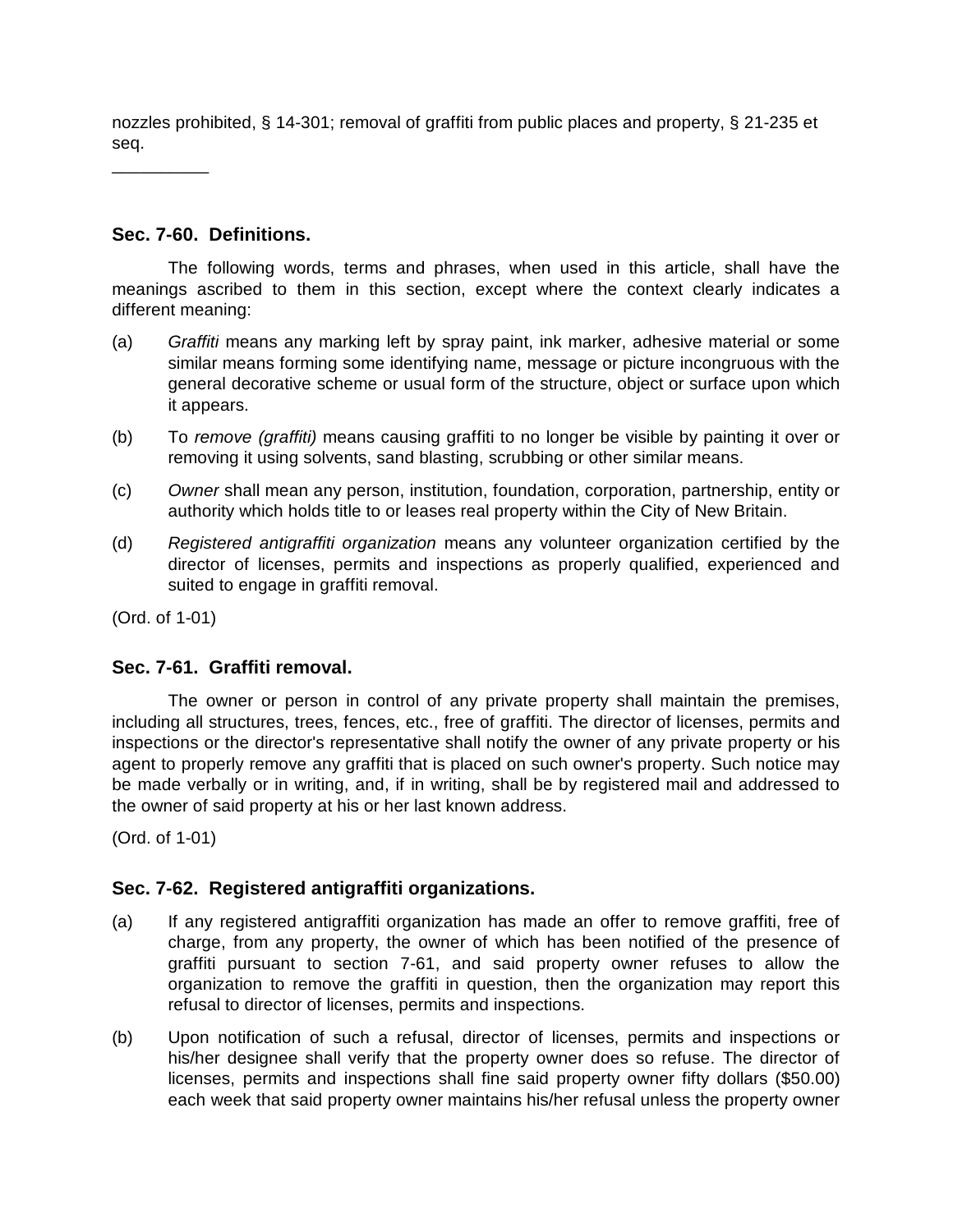nozzles prohibited, § 14-301; removal of graffiti from public places and property, § 21-235 et seq.

__________

### Sec. 7-60. Definitions.

The following words, terms and phrases, when used in this article, shall have the meanings ascribed to them in this section, except where the context clearly indicates a different meaning:

(a) *Graffiti* means any marking left by spray paint, ink marker, adhesive material or some similar means forming some identifying name, message or picture incongruous with the general decorative scheme or usual form of the structure, object or surface upon which it appears.

(b) To *remove (graffiti)* means causing graffiti to no longer be visible by painting it over or removing it using solvents, sand blasting, scrubbing or other similar means.

(c) *Owner* shall mean any person, institution, foundation, corporation, partnership, entity or authority which holds title to or leases real property within the City of New Britain.

(d) *Registered antigraffiti organization* means any volunteer organization certified by the director of licenses, permits and inspections as properly qualified, experienced and suited to engage in graffiti removal.

(Ord. of 1-01)

### Sec. 7-61. Graffiti removal.

The owner or person in control of any private property shall maintain the premises, including all structures, trees, fences, etc., free of graffiti. The director of licenses, permits and inspections or the director's representative shall notify the owner of any private property or his agent to properly remove any graffiti that is placed on such owner's property. Such notice may be made verbally or in writing, and, if in writing, shall be by registered mail and addressed to the owner of said property at his or her last known address.

(Ord. of 1-01)

### Sec. 7-62. Registered antigraffiti organizations.

(a) If any registered antigraffiti organization has made an offer to remove graffiti, free of charge, from any property, the owner of which has been notified of the presence of graffiti pursuant to section 7-61, and said property owner refuses to allow the organization to remove the graffiti in question, then the organization may report this refusal to director of licenses, permits and inspections.

(b) Upon notification of such a refusal, director of licenses, permits and inspections or his/her designee shall verify that the property owner does so refuse. The director of licenses, permits and inspections shall fine said property owner fifty dollars ($50.00) each week that said property owner maintains his/her refusal unless the property owner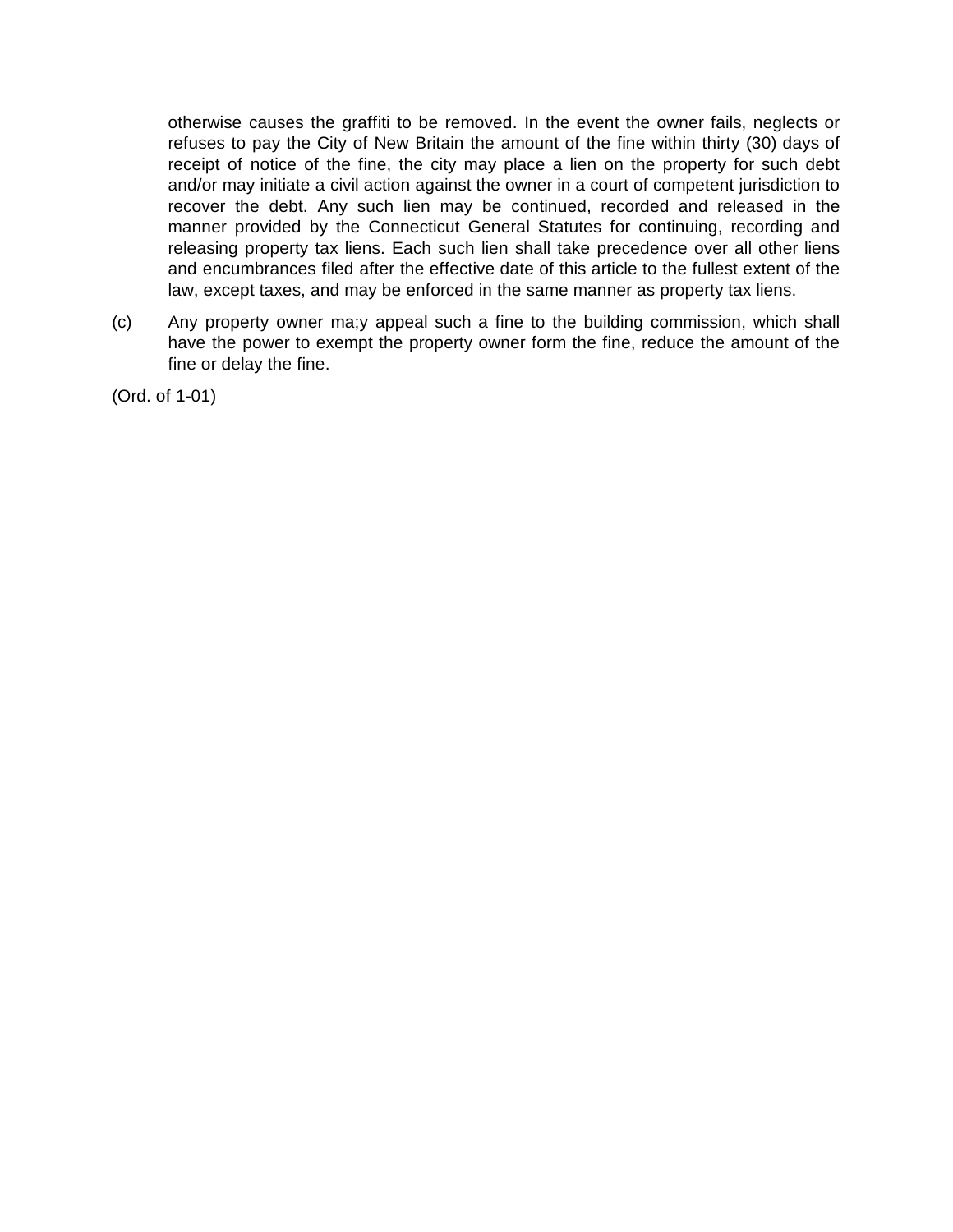otherwise causes the graffiti to be removed. In the event the owner fails, neglects or refuses to pay the City of New Britain the amount of the fine within thirty (30) days of receipt of notice of the fine, the city may place a lien on the property for such debt and/or may initiate a civil action against the owner in a court of competent jurisdiction to recover the debt. Any such lien may be continued, recorded and released in the manner provided by the Connecticut General Statutes for continuing, recording and releasing property tax liens. Each such lien shall take precedence over all other liens and encumbrances filed after the effective date of this article to the fullest extent of the law, except taxes, and may be enforced in the same manner as property tax liens.

(c) Any property owner ma;y appeal such a fine to the building commission, which shall have the power to exempt the property owner form the fine, reduce the amount of the fine or delay the fine.

(Ord. of 1-01)